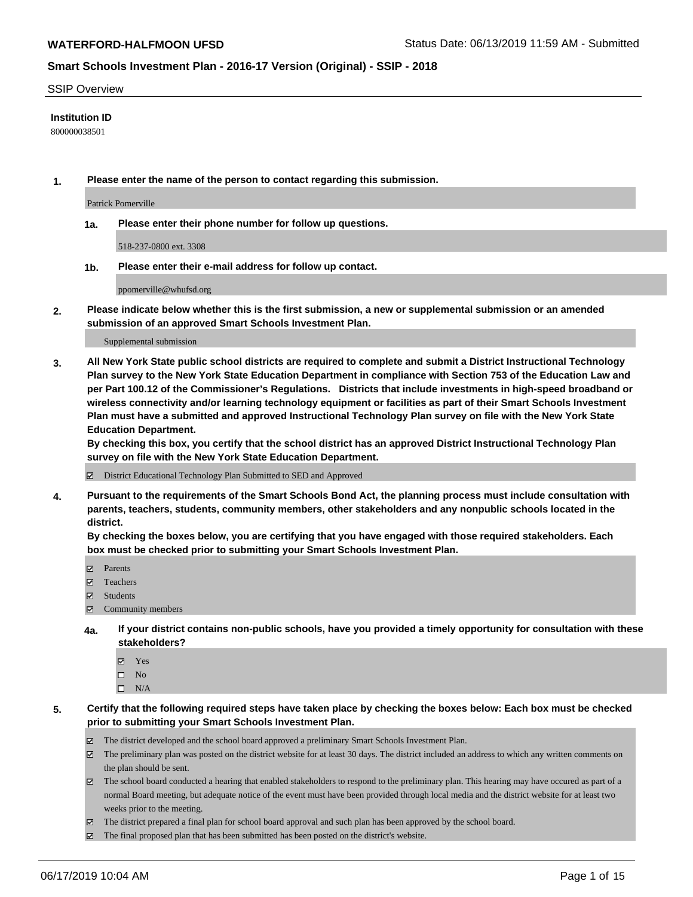**WATERFORD-HALFMOON UFSD**

Status Date: 06/13/2019 11:59 AM - Submitted

## Smart Schools Investment Plan - 2016-17 Version (Original) - SSIP - 2018

SSIP Overview

**Institution ID**

800000038501

**1. Please enter the name of the person to contact regarding this submission.**

Patrick Pomerville

**1a. Please enter their phone number for follow up questions.**

518-237-0800 ext. 3308

**1b. Please enter their e-mail address for follow up contact.**

ppomerville@whufsd.org

**2. Please indicate below whether this is the first submission, a new or supplemental submission or an amended submission of an approved Smart Schools Investment Plan.**

Supplemental submission

**3. All New York State public school districts are required to complete and submit a District Instructional Technology Plan survey to the New York State Education Department in compliance with Section 753 of the Education Law and per Part 100.12 of the Commissioner's Regulations. Districts that include investments in high-speed broadband or wireless connectivity and/or learning technology equipment or facilities as part of their Smart Schools Investment Plan must have a submitted and approved Instructional Technology Plan survey on file with the New York State Education Department.**

**By checking this box, you certify that the school district has an approved District Instructional Technology Plan survey on file with the New York State Education Department.**

☑ District Educational Technology Plan Submitted to SED and Approved

**4. Pursuant to the requirements of the Smart Schools Bond Act, the planning process must include consultation with parents, teachers, students, community members, other stakeholders and any nonpublic schools located in the district.**

**By checking the boxes below, you are certifying that you have engaged with those required stakeholders. Each box must be checked prior to submitting your Smart Schools Investment Plan.**

☑ Parents
☑ Teachers
☑ Students
☑ Community members

**4a. If your district contains non-public schools, have you provided a timely opportunity for consultation with these stakeholders?**

☑ Yes
☐ No
☐ N/A

**5. Certify that the following required steps have taken place by checking the boxes below: Each box must be checked prior to submitting your Smart Schools Investment Plan.**

☑ The district developed and the school board approved a preliminary Smart Schools Investment Plan.
☑ The preliminary plan was posted on the district website for at least 30 days. The district included an address to which any written comments on the plan should be sent.
☑ The school board conducted a hearing that enabled stakeholders to respond to the preliminary plan. This hearing may have occured as part of a normal Board meeting, but adequate notice of the event must have been provided through local media and the district website for at least two weeks prior to the meeting.
☑ The district prepared a final plan for school board approval and such plan has been approved by the school board.
☑ The final proposed plan that has been submitted has been posted on the district's website.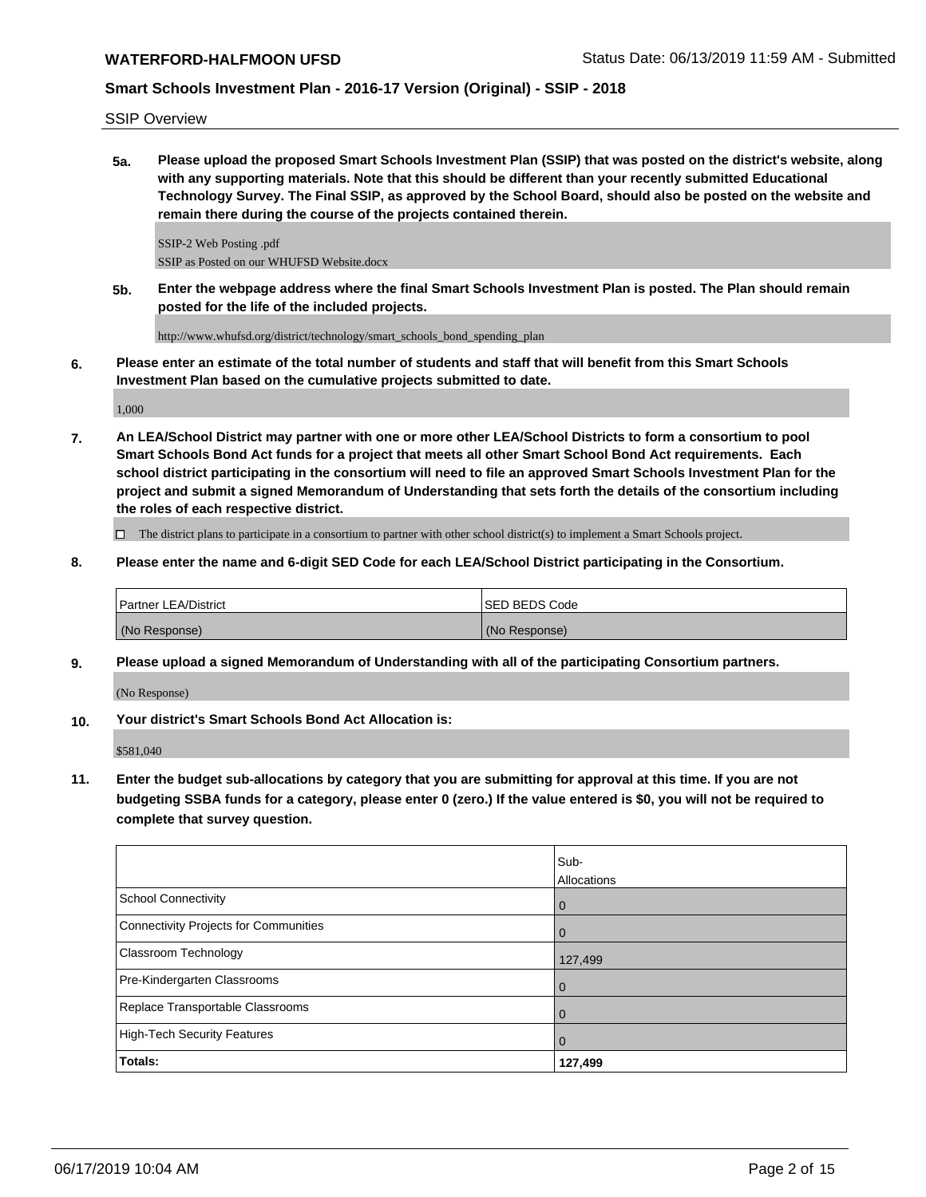SSIP Overview

**5a. Please upload the proposed Smart Schools Investment Plan (SSIP) that was posted on the district's website, along with any supporting materials. Note that this should be different than your recently submitted Educational Technology Survey. The Final SSIP, as approved by the School Board, should also be posted on the website and remain there during the course of the projects contained therein.**

SSIP-2 Web Posting .pdf
SSIP as Posted on our WHUFSD Website.docx

**5b. Enter the webpage address where the final Smart Schools Investment Plan is posted. The Plan should remain posted for the life of the included projects.**

http://www.whufsd.org/district/technology/smart_schools_bond_spending_plan

**6. Please enter an estimate of the total number of students and staff that will benefit from this Smart Schools Investment Plan based on the cumulative projects submitted to date.**

1,000

**7. An LEA/School District may partner with one or more other LEA/School Districts to form a consortium to pool Smart Schools Bond Act funds for a project that meets all other Smart School Bond Act requirements. Each school district participating in the consortium will need to file an approved Smart Schools Investment Plan for the project and submit a signed Memorandum of Understanding that sets forth the details of the consortium including the roles of each respective district.**

☐ The district plans to participate in a consortium to partner with other school district(s) to implement a Smart Schools project.

**8. Please enter the name and 6-digit SED Code for each LEA/School District participating in the Consortium.**

| Partner LEA/District | SED BEDS Code |
|---|---|
| (No Response) | (No Response) |

**9. Please upload a signed Memorandum of Understanding with all of the participating Consortium partners.**

(No Response)

**10. Your district's Smart Schools Bond Act Allocation is:**

$581,040

**11. Enter the budget sub-allocations by category that you are submitting for approval at this time. If you are not budgeting SSBA funds for a category, please enter 0 (zero.) If the value entered is $0, you will not be required to complete that survey question.**

| | Sub-Allocations |
|---|---|
| School Connectivity | 0 |
| Connectivity Projects for Communities | 0 |
| Classroom Technology | 127,499 |
| Pre-Kindergarten Classrooms | 0 |
| Replace Transportable Classrooms | 0 |
| High-Tech Security Features | 0 |
| **Totals:** | **127,499** |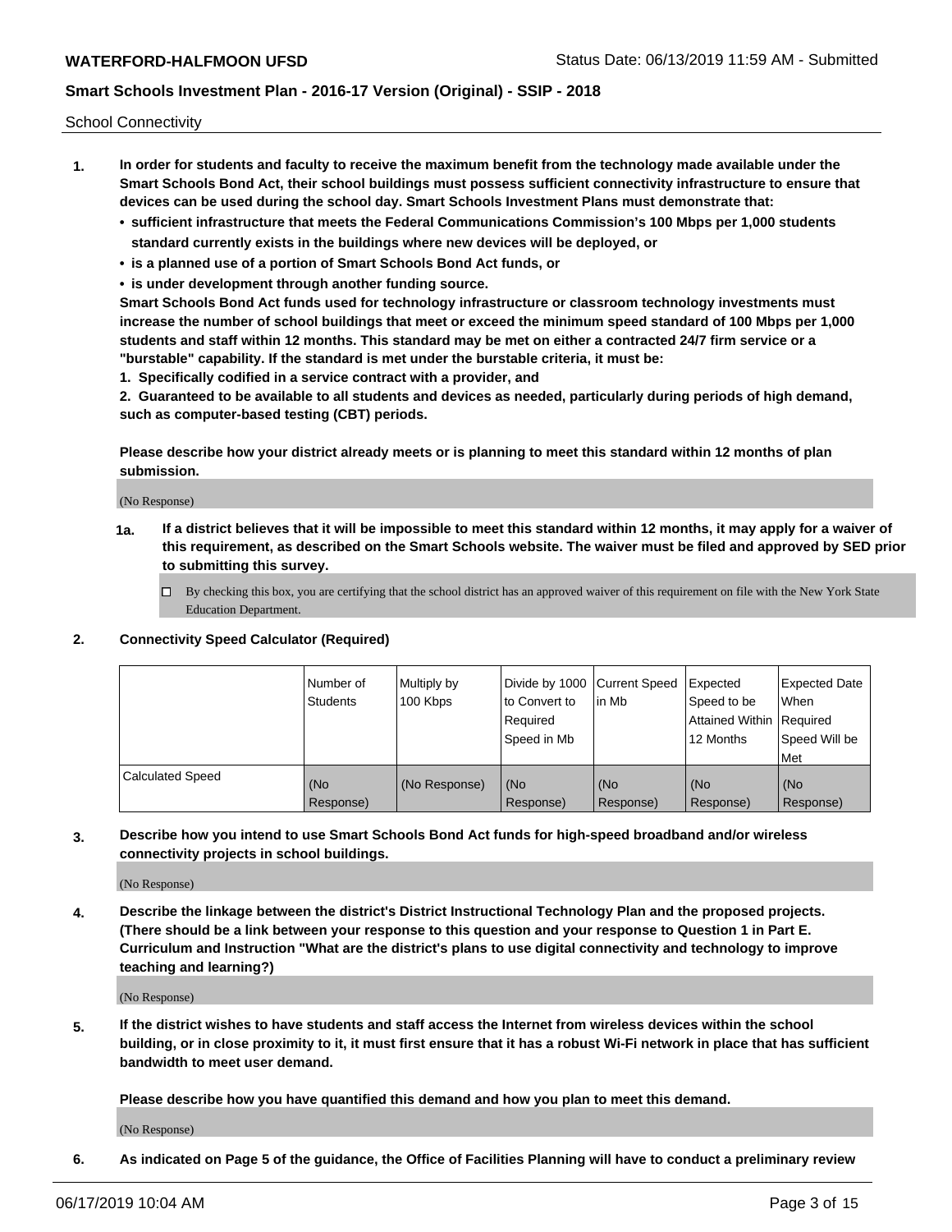School Connectivity

1. **In order for students and faculty to receive the maximum benefit from the technology made available under the Smart Schools Bond Act, their school buildings must possess sufficient connectivity infrastructure to ensure that devices can be used during the school day. Smart Schools Investment Plans must demonstrate that:**
   - **sufficient infrastructure that meets the Federal Communications Commission's 100 Mbps per 1,000 students standard currently exists in the buildings where new devices will be deployed, or**
   - **is a planned use of a portion of Smart Schools Bond Act funds, or**
   - **is under development through another funding source.**

   **Smart Schools Bond Act funds used for technology infrastructure or classroom technology investments must increase the number of school buildings that meet or exceed the minimum speed standard of 100 Mbps per 1,000 students and staff within 12 months. This standard may be met on either a contracted 24/7 firm service or a "burstable" capability. If the standard is met under the burstable criteria, it must be:**

   **1. Specifically codified in a service contract with a provider, and**

   **2. Guaranteed to be available to all students and devices as needed, particularly during periods of high demand, such as computer-based testing (CBT) periods.**

   **Please describe how your district already meets or is planning to meet this standard within 12 months of plan submission.**

   (No Response)

   **1a. If a district believes that it will be impossible to meet this standard within 12 months, it may apply for a waiver of this requirement, as described on the Smart Schools website. The waiver must be filed and approved by SED prior to submitting this survey.**

   ☐ By checking this box, you are certifying that the school district has an approved waiver of this requirement on file with the New York State Education Department.

2. **Connectivity Speed Calculator (Required)**

| | Number of Students | Multiply by 100 Kbps | Divide by 1000 to Convert to Required Speed in Mb | Current Speed in Mb | Expected Speed to be Attained Within 12 Months | Expected Date When Required Speed Will be Met |
|---|---|---|---|---|---|---|
| Calculated Speed | (No Response) | (No Response) | (No Response) | (No Response) | (No Response) | (No Response) |

3. **Describe how you intend to use Smart Schools Bond Act funds for high-speed broadband and/or wireless connectivity projects in school buildings.**

   (No Response)

4. **Describe the linkage between the district's District Instructional Technology Plan and the proposed projects. (There should be a link between your response to this question and your response to Question 1 in Part E. Curriculum and Instruction "What are the district's plans to use digital connectivity and technology to improve teaching and learning?)**

   (No Response)

5. **If the district wishes to have students and staff access the Internet from wireless devices within the school building, or in close proximity to it, it must first ensure that it has a robust Wi-Fi network in place that has sufficient bandwidth to meet user demand.**

   **Please describe how you have quantified this demand and how you plan to meet this demand.**

   (No Response)

6. **As indicated on Page 5 of the guidance, the Office of Facilities Planning will have to conduct a preliminary review**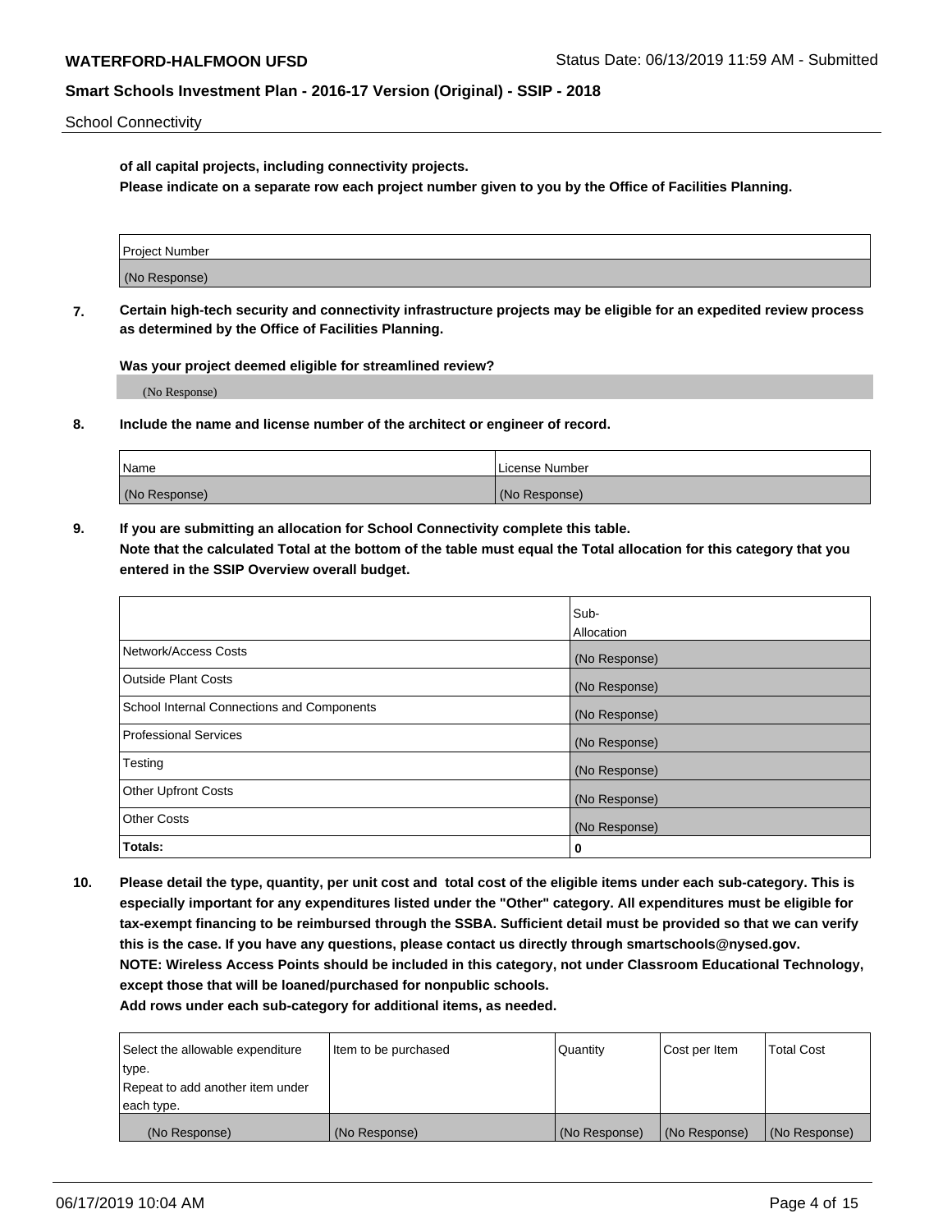School Connectivity

**of all capital projects, including connectivity projects.**
**Please indicate on a separate row each project number given to you by the Office of Facilities Planning.**

| Project Number |
| --- |
| (No Response) |

**7. Certain high-tech security and connectivity infrastructure projects may be eligible for an expedited review process as determined by the Office of Facilities Planning.**

**Was your project deemed eligible for streamlined review?**

(No Response)

**8. Include the name and license number of the architect or engineer of record.**

| Name | License Number |
| --- | --- |
| (No Response) | (No Response) |

**9. If you are submitting an allocation for School Connectivity complete this table.**
**Note that the calculated Total at the bottom of the table must equal the Total allocation for this category that you entered in the SSIP Overview overall budget.**

| | Sub-Allocation |
| --- | --- |
| Network/Access Costs | (No Response) |
| Outside Plant Costs | (No Response) |
| School Internal Connections and Components | (No Response) |
| Professional Services | (No Response) |
| Testing | (No Response) |
| Other Upfront Costs | (No Response) |
| Other Costs | (No Response) |
| **Totals:** | **0** |

**10. Please detail the type, quantity, per unit cost and total cost of the eligible items under each sub-category. This is especially important for any expenditures listed under the "Other" category. All expenditures must be eligible for tax-exempt financing to be reimbursed through the SSBA. Sufficient detail must be provided so that we can verify this is the case. If you have any questions, please contact us directly through smartschools@nysed.gov.**
**NOTE: Wireless Access Points should be included in this category, not under Classroom Educational Technology, except those that will be loaned/purchased for nonpublic schools.**
**Add rows under each sub-category for additional items, as needed.**

| Select the allowable expenditure type. Repeat to add another item under each type. | Item to be purchased | Quantity | Cost per Item | Total Cost |
| --- | --- | --- | --- | --- |
| (No Response) | (No Response) | (No Response) | (No Response) | (No Response) |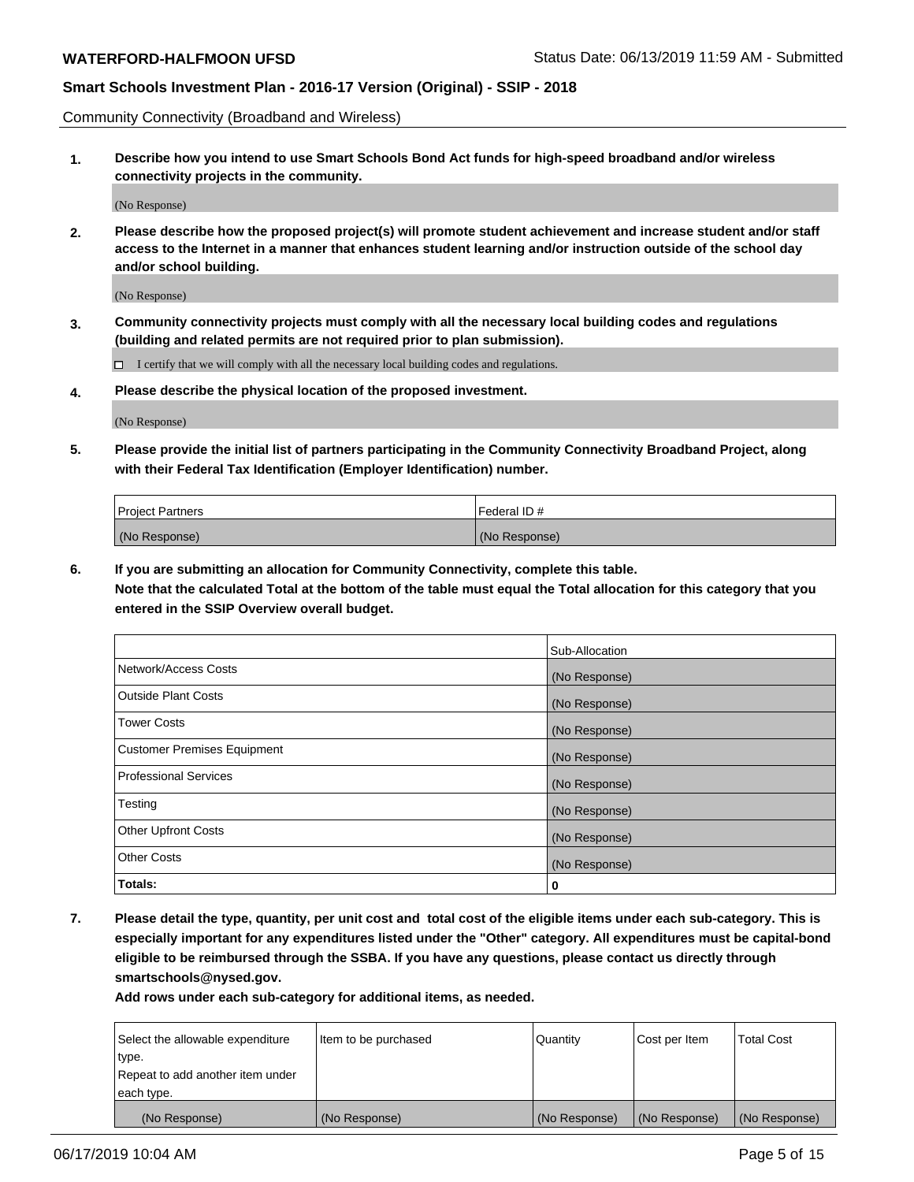Community Connectivity (Broadband and Wireless)

**1. Describe how you intend to use Smart Schools Bond Act funds for high-speed broadband and/or wireless connectivity projects in the community.**

(No Response)

**2. Please describe how the proposed project(s) will promote student achievement and increase student and/or staff access to the Internet in a manner that enhances student learning and/or instruction outside of the school day and/or school building.**

(No Response)

**3. Community connectivity projects must comply with all the necessary local building codes and regulations (building and related permits are not required prior to plan submission).**

☐ I certify that we will comply with all the necessary local building codes and regulations.

**4. Please describe the physical location of the proposed investment.**

(No Response)

**5. Please provide the initial list of partners participating in the Community Connectivity Broadband Project, along with their Federal Tax Identification (Employer Identification) number.**

| Project Partners | Federal ID # |
|---|---|
| (No Response) | (No Response) |

**6. If you are submitting an allocation for Community Connectivity, complete this table.**
**Note that the calculated Total at the bottom of the table must equal the Total allocation for this category that you entered in the SSIP Overview overall budget.**

| | Sub-Allocation |
|---|---|
| Network/Access Costs | (No Response) |
| Outside Plant Costs | (No Response) |
| Tower Costs | (No Response) |
| Customer Premises Equipment | (No Response) |
| Professional Services | (No Response) |
| Testing | (No Response) |
| Other Upfront Costs | (No Response) |
| Other Costs | (No Response) |
| **Totals:** | **0** |

**7. Please detail the type, quantity, per unit cost and total cost of the eligible items under each sub-category. This is especially important for any expenditures listed under the "Other" category. All expenditures must be capital-bond eligible to be reimbursed through the SSBA. If you have any questions, please contact us directly through smartschools@nysed.gov.**

**Add rows under each sub-category for additional items, as needed.**

| Select the allowable expenditure type. Repeat to add another item under each type. | Item to be purchased | Quantity | Cost per Item | Total Cost |
|---|---|---|---|---|
| (No Response) | (No Response) | (No Response) | (No Response) | (No Response) |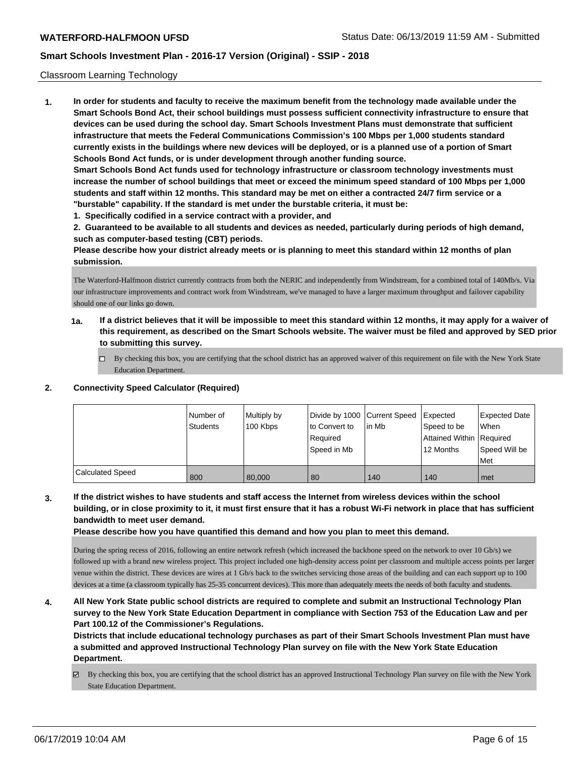Classroom Learning Technology

**1. In order for students and faculty to receive the maximum benefit from the technology made available under the Smart Schools Bond Act, their school buildings must possess sufficient connectivity infrastructure to ensure that devices can be used during the school day. Smart Schools Investment Plans must demonstrate that sufficient infrastructure that meets the Federal Communications Commission's 100 Mbps per 1,000 students standard currently exists in the buildings where new devices will be deployed, or is a planned use of a portion of Smart Schools Bond Act funds, or is under development through another funding source.**

**Smart Schools Bond Act funds used for technology infrastructure or classroom technology investments must increase the number of school buildings that meet or exceed the minimum speed standard of 100 Mbps per 1,000 students and staff within 12 months. This standard may be met on either a contracted 24/7 firm service or a "burstable" capability. If the standard is met under the burstable criteria, it must be:**

**1. Specifically codified in a service contract with a provider, and**

**2. Guaranteed to be available to all students and devices as needed, particularly during periods of high demand, such as computer-based testing (CBT) periods.**

**Please describe how your district already meets or is planning to meet this standard within 12 months of plan submission.**

The Waterford-Halfmoon district currently contracts from both the NERIC and independently from Windstream, for a combined total of 140Mb/s. Via our infrastructure improvements and contract work from Windstream, we've managed to have a larger maximum throughput and failover capability should one of our links go down.

**1a. If a district believes that it will be impossible to meet this standard within 12 months, it may apply for a waiver of this requirement, as described on the Smart Schools website. The waiver must be filed and approved by SED prior to submitting this survey.**

☐ By checking this box, you are certifying that the school district has an approved waiver of this requirement on file with the New York State Education Department.

**2. Connectivity Speed Calculator (Required)**

| | Number of Students | Multiply by 100 Kbps | Divide by 1000 to Convert to Required Speed in Mb | Current Speed in Mb | Expected Speed to be Attained Within 12 Months | Expected Date When Required Speed Will be Met |
|---|---|---|---|---|---|---|
| Calculated Speed | 800 | 80,000 | 80 | 140 | 140 | met |

**3. If the district wishes to have students and staff access the Internet from wireless devices within the school building, or in close proximity to it, it must first ensure that it has a robust Wi-Fi network in place that has sufficient bandwidth to meet user demand.**

**Please describe how you have quantified this demand and how you plan to meet this demand.**

During the spring recess of 2016, following an entire network refresh (which increased the backbone speed on the network to over 10 Gb/s) we followed up with a brand new wireless project. This project included one high-density access point per classroom and multiple access points per larger venue within the district. These devices are wires at 1 Gb/s back to the switches servicing those areas of the building and can each support up to 100 devices at a time (a classroom typically has 25-35 concurrent devices). This more than adequately meets the needs of both faculty and students.

**4. All New York State public school districts are required to complete and submit an Instructional Technology Plan survey to the New York State Education Department in compliance with Section 753 of the Education Law and per Part 100.12 of the Commissioner's Regulations.**

**Districts that include educational technology purchases as part of their Smart Schools Investment Plan must have a submitted and approved Instructional Technology Plan survey on file with the New York State Education Department.**

☑ By checking this box, you are certifying that the school district has an approved Instructional Technology Plan survey on file with the New York State Education Department.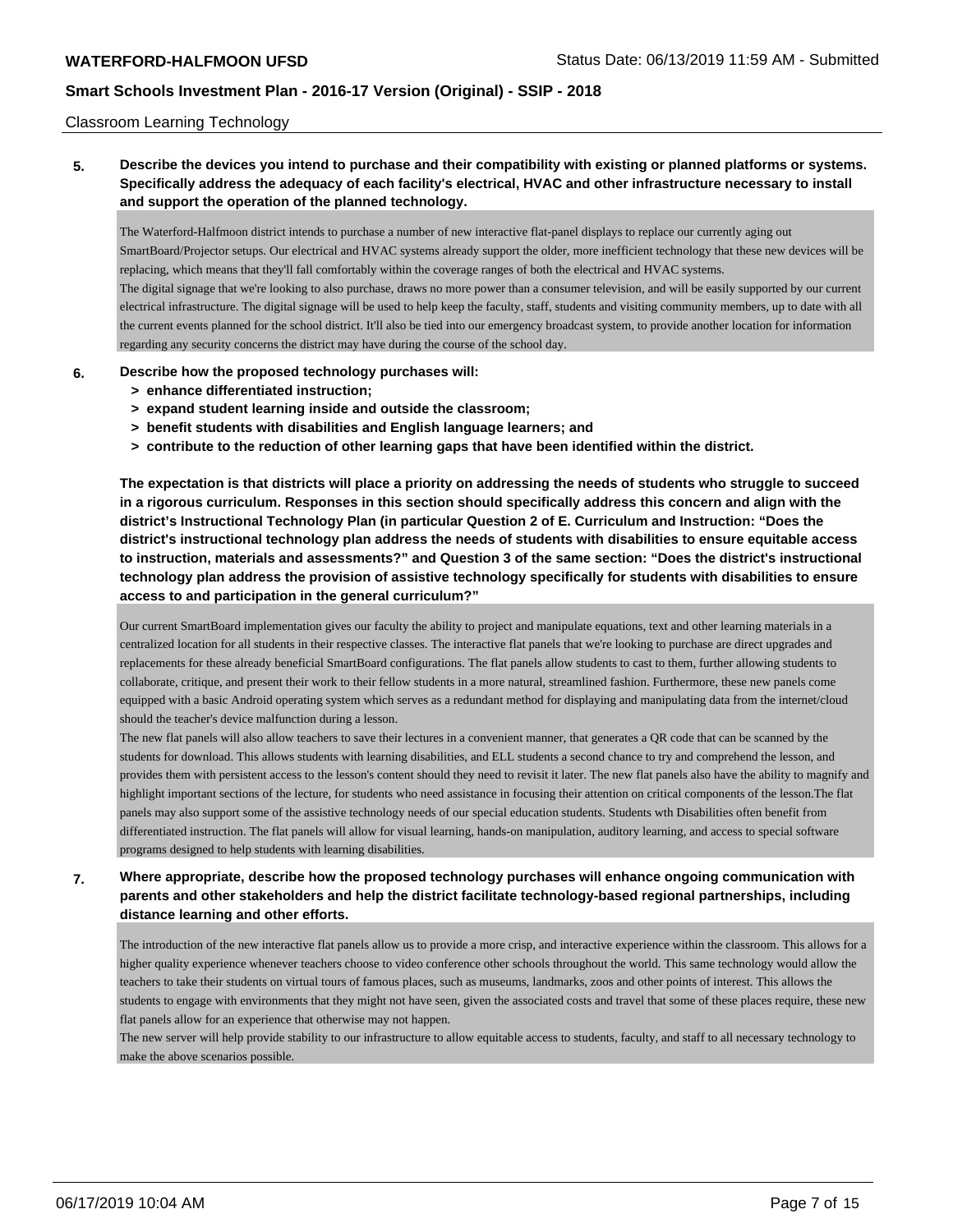Classroom Learning Technology

**5. Describe the devices you intend to purchase and their compatibility with existing or planned platforms or systems. Specifically address the adequacy of each facility's electrical, HVAC and other infrastructure necessary to install and support the operation of the planned technology.**

The Waterford-Halfmoon district intends to purchase a number of new interactive flat-panel displays to replace our currently aging out SmartBoard/Projector setups. Our electrical and HVAC systems already support the older, more inefficient technology that these new devices will be replacing, which means that they'll fall comfortably within the coverage ranges of both the electrical and HVAC systems.
The digital signage that we're looking to also purchase, draws no more power than a consumer television, and will be easily supported by our current electrical infrastructure. The digital signage will be used to help keep the faculty, staff, students and visiting community members, up to date with all the current events planned for the school district. It'll also be tied into our emergency broadcast system, to provide another location for information regarding any security concerns the district may have during the course of the school day.

**6. Describe how the proposed technology purchases will:**
- **> enhance differentiated instruction;**
- **> expand student learning inside and outside the classroom;**
- **> benefit students with disabilities and English language learners; and**
- **> contribute to the reduction of other learning gaps that have been identified within the district.**

**The expectation is that districts will place a priority on addressing the needs of students who struggle to succeed in a rigorous curriculum. Responses in this section should specifically address this concern and align with the district's Instructional Technology Plan (in particular Question 2 of E. Curriculum and Instruction: "Does the district's instructional technology plan address the needs of students with disabilities to ensure equitable access to instruction, materials and assessments?" and Question 3 of the same section: "Does the district's instructional technology plan address the provision of assistive technology specifically for students with disabilities to ensure access to and participation in the general curriculum?"**

Our current SmartBoard implementation gives our faculty the ability to project and manipulate equations, text and other learning materials in a centralized location for all students in their respective classes. The interactive flat panels that we're looking to purchase are direct upgrades and replacements for these already beneficial SmartBoard configurations. The flat panels allow students to cast to them, further allowing students to collaborate, critique, and present their work to their fellow students in a more natural, streamlined fashion. Furthermore, these new panels come equipped with a basic Android operating system which serves as a redundant method for displaying and manipulating data from the internet/cloud should the teacher's device malfunction during a lesson.
The new flat panels will also allow teachers to save their lectures in a convenient manner, that generates a QR code that can be scanned by the students for download. This allows students with learning disabilities, and ELL students a second chance to try and comprehend the lesson, and provides them with persistent access to the lesson's content should they need to revisit it later. The new flat panels also have the ability to magnify and highlight important sections of the lecture, for students who need assistance in focusing their attention on critical components of the lesson.The flat panels may also support some of the assistive technology needs of our special education students. Students wth Disabilities often benefit from differentiated instruction. The flat panels will allow for visual learning, hands-on manipulation, auditory learning, and access to special software programs designed to help students with learning disabilities.

**7. Where appropriate, describe how the proposed technology purchases will enhance ongoing communication with parents and other stakeholders and help the district facilitate technology-based regional partnerships, including distance learning and other efforts.**

The introduction of the new interactive flat panels allow us to provide a more crisp, and interactive experience within the classroom. This allows for a higher quality experience whenever teachers choose to video conference other schools throughout the world. This same technology would allow the teachers to take their students on virtual tours of famous places, such as museums, landmarks, zoos and other points of interest. This allows the students to engage with environments that they might not have seen, given the associated costs and travel that some of these places require, these new flat panels allow for an experience that otherwise may not happen.
The new server will help provide stability to our infrastructure to allow equitable access to students, faculty, and staff to all necessary technology to make the above scenarios possible.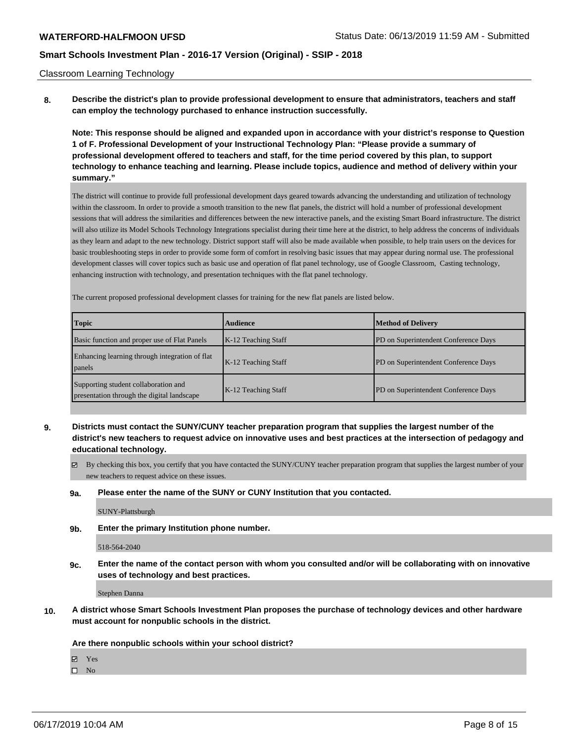Classroom Learning Technology

**8. Describe the district's plan to provide professional development to ensure that administrators, teachers and staff can employ the technology purchased to enhance instruction successfully.**

**Note: This response should be aligned and expanded upon in accordance with your district's response to Question 1 of F. Professional Development of your Instructional Technology Plan: "Please provide a summary of professional development offered to teachers and staff, for the time period covered by this plan, to support technology to enhance teaching and learning. Please include topics, audience and method of delivery within your summary."**

The district will continue to provide full professional development days geared towards advancing the understanding and utilization of technology within the classroom. In order to provide a smooth transition to the new flat panels, the district will hold a number of professional development sessions that will address the similarities and differences between the new interactive panels, and the existing Smart Board infrastructure. The district will also utilize its Model Schools Technology Integrations specialist during their time here at the district, to help address the concerns of individuals as they learn and adapt to the new technology. District support staff will also be made available when possible, to help train users on the devices for basic troubleshooting steps in order to provide some form of comfort in resolving basic issues that may appear during normal use. The professional development classes will cover topics such as basic use and operation of flat panel technology, use of Google Classroom, Casting technology, enhancing instruction with technology, and presentation techniques with the flat panel technology.

The current proposed professional development classes for training for the new flat panels are listed below.

| Topic | Audience | Method of Delivery |
|---|---|---|
| Basic function and proper use of Flat Panels | K-12 Teaching Staff | PD on Superintendent Conference Days |
| Enhancing learning through integration of flat panels | K-12 Teaching Staff | PD on Superintendent Conference Days |
| Supporting student collaboration and presentation through the digital landscape | K-12 Teaching Staff | PD on Superintendent Conference Days |

**9. Districts must contact the SUNY/CUNY teacher preparation program that supplies the largest number of the district's new teachers to request advice on innovative uses and best practices at the intersection of pedagogy and educational technology.**

☑ By checking this box, you certify that you have contacted the SUNY/CUNY teacher preparation program that supplies the largest number of your new teachers to request advice on these issues.

**9a. Please enter the name of the SUNY or CUNY Institution that you contacted.**

SUNY-Plattsburgh

**9b. Enter the primary Institution phone number.**

518-564-2040

**9c. Enter the name of the contact person with whom you consulted and/or will be collaborating with on innovative uses of technology and best practices.**

Stephen Danna

**10. A district whose Smart Schools Investment Plan proposes the purchase of technology devices and other hardware must account for nonpublic schools in the district.**

**Are there nonpublic schools within your school district?**

☑ Yes
☐ No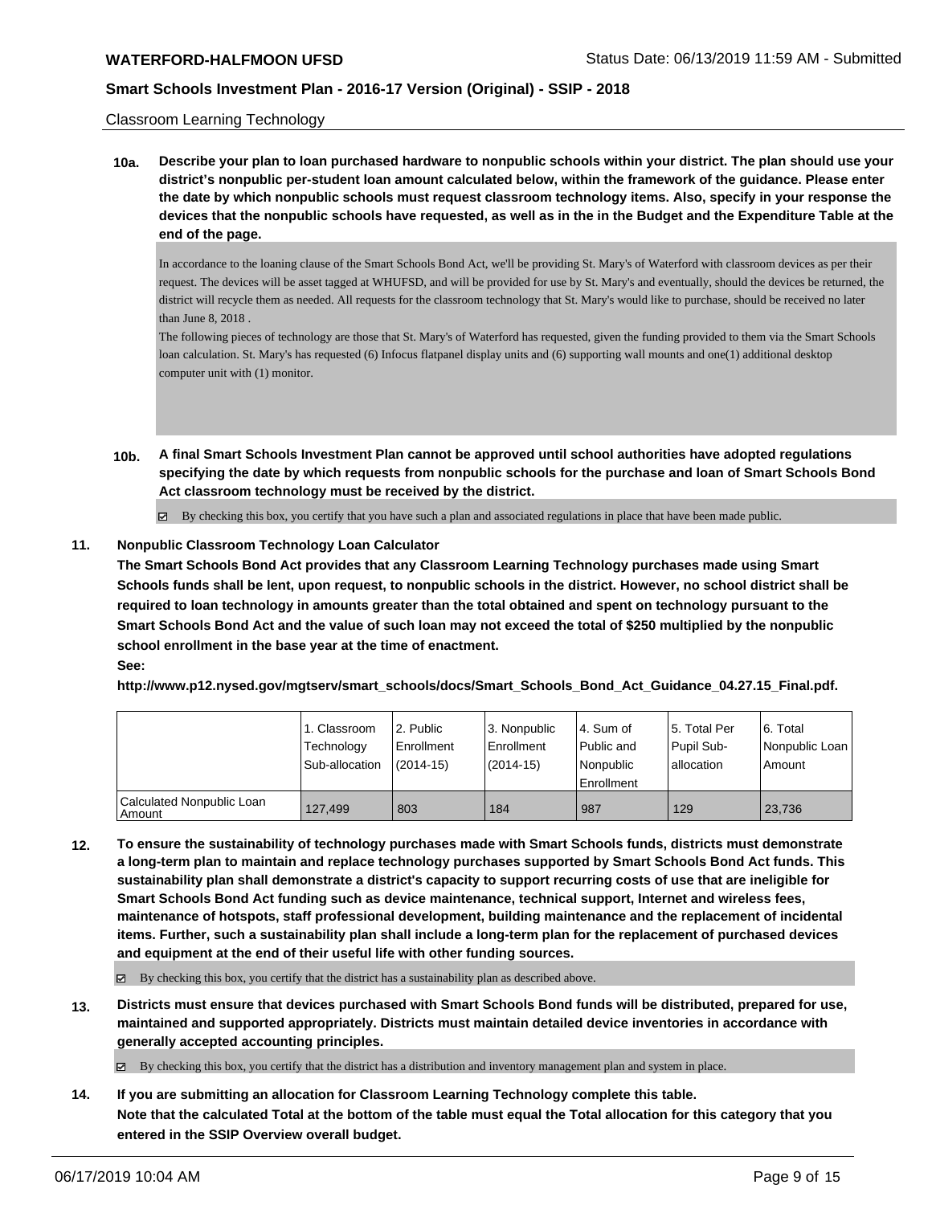Classroom Learning Technology

**10a. Describe your plan to loan purchased hardware to nonpublic schools within your district. The plan should use your district's nonpublic per-student loan amount calculated below, within the framework of the guidance. Please enter the date by which nonpublic schools must request classroom technology items. Also, specify in your response the devices that the nonpublic schools have requested, as well as in the in the Budget and the Expenditure Table at the end of the page.**

In accordance to the loaning clause of the Smart Schools Bond Act, we'll be providing St. Mary's of Waterford with classroom devices as per their request. The devices will be asset tagged at WHUFSD, and will be provided for use by St. Mary's and eventually, should the devices be returned, the district will recycle them as needed. All requests for the classroom technology that St. Mary's would like to purchase, should be received no later than June 8, 2018 .

The following pieces of technology are those that St. Mary's of Waterford has requested, given the funding provided to them via the Smart Schools loan calculation. St. Mary's has requested (6) Infocus flatpanel display units and (6) supporting wall mounts and one(1) additional desktop computer unit with (1) monitor.

**10b. A final Smart Schools Investment Plan cannot be approved until school authorities have adopted regulations specifying the date by which requests from nonpublic schools for the purchase and loan of Smart Schools Bond Act classroom technology must be received by the district.**

☑ By checking this box, you certify that you have such a plan and associated regulations in place that have been made public.

**11. Nonpublic Classroom Technology Loan Calculator**

**The Smart Schools Bond Act provides that any Classroom Learning Technology purchases made using Smart Schools funds shall be lent, upon request, to nonpublic schools in the district. However, no school district shall be required to loan technology in amounts greater than the total obtained and spent on technology pursuant to the Smart Schools Bond Act and the value of such loan may not exceed the total of $250 multiplied by the nonpublic school enrollment in the base year at the time of enactment.**

**See:**

**http://www.p12.nysed.gov/mgtserv/smart_schools/docs/Smart_Schools_Bond_Act_Guidance_04.27.15_Final.pdf.**

| | 1. Classroom Technology Sub-allocation | 2. Public Enrollment (2014-15) | 3. Nonpublic Enrollment (2014-15) | 4. Sum of Public and Nonpublic Enrollment | 5. Total Per Pupil Sub-allocation | 6. Total Nonpublic Loan Amount |
|---|---|---|---|---|---|---|
| Calculated Nonpublic Loan Amount | 127,499 | 803 | 184 | 987 | 129 | 23,736 |

**12. To ensure the sustainability of technology purchases made with Smart Schools funds, districts must demonstrate a long-term plan to maintain and replace technology purchases supported by Smart Schools Bond Act funds. This sustainability plan shall demonstrate a district's capacity to support recurring costs of use that are ineligible for Smart Schools Bond Act funding such as device maintenance, technical support, Internet and wireless fees, maintenance of hotspots, staff professional development, building maintenance and the replacement of incidental items. Further, such a sustainability plan shall include a long-term plan for the replacement of purchased devices and equipment at the end of their useful life with other funding sources.**

☑ By checking this box, you certify that the district has a sustainability plan as described above.

**13. Districts must ensure that devices purchased with Smart Schools Bond funds will be distributed, prepared for use, maintained and supported appropriately. Districts must maintain detailed device inventories in accordance with generally accepted accounting principles.**

☑ By checking this box, you certify that the district has a distribution and inventory management plan and system in place.

**14. If you are submitting an allocation for Classroom Learning Technology complete this table. Note that the calculated Total at the bottom of the table must equal the Total allocation for this category that you entered in the SSIP Overview overall budget.**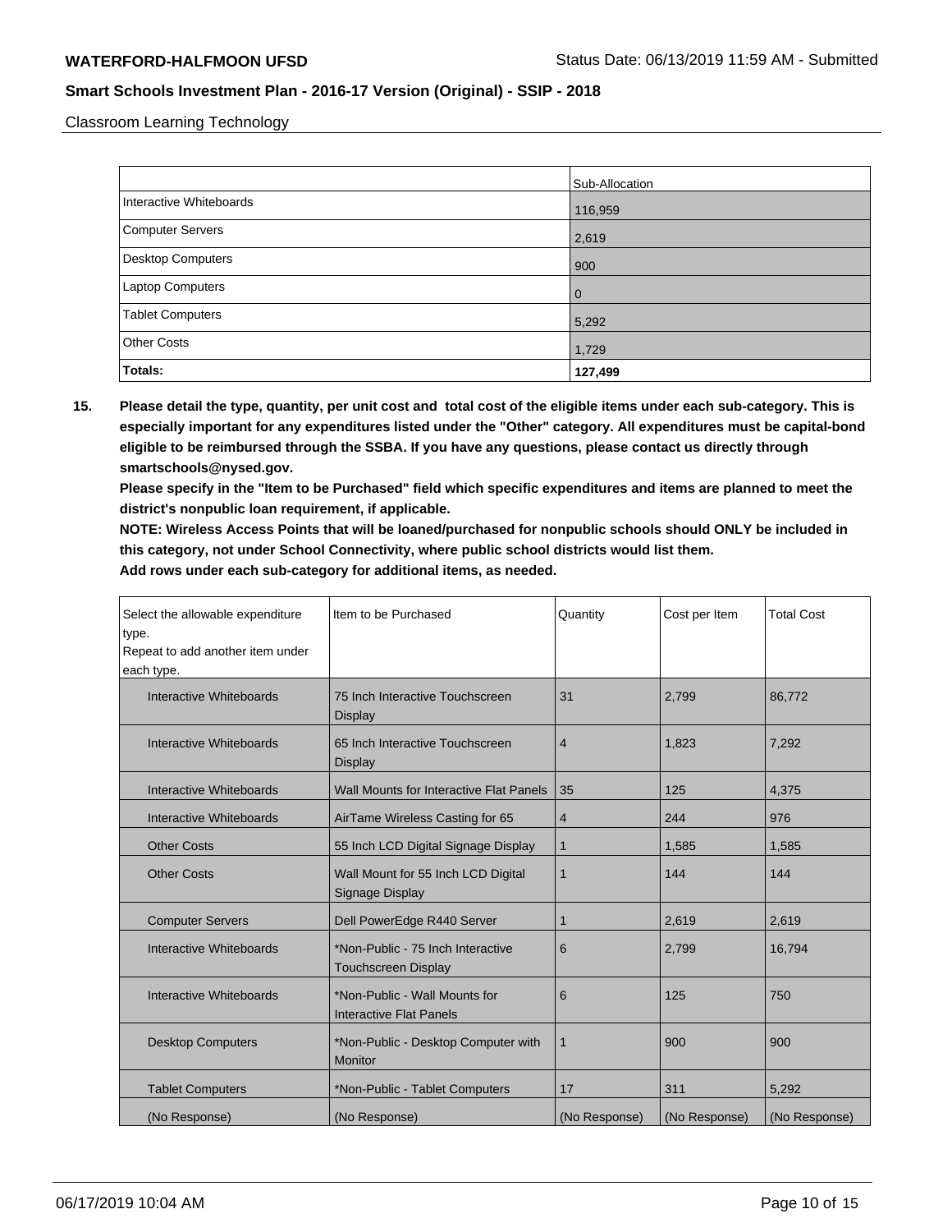Classroom Learning Technology

| | Sub-Allocation |
|---|---|
| Interactive Whiteboards | 116,959 |
| Computer Servers | 2,619 |
| Desktop Computers | 900 |
| Laptop Computers | 0 |
| Tablet Computers | 5,292 |
| Other Costs | 1,729 |
| **Totals:** | **127,499** |

**15. Please detail the type, quantity, per unit cost and total cost of the eligible items under each sub-category. This is especially important for any expenditures listed under the "Other" category. All expenditures must be capital-bond eligible to be reimbursed through the SSBA. If you have any questions, please contact us directly through smartschools@nysed.gov.**

**Please specify in the "Item to be Purchased" field which specific expenditures and items are planned to meet the district's nonpublic loan requirement, if applicable.**

**NOTE: Wireless Access Points that will be loaned/purchased for nonpublic schools should ONLY be included in this category, not under School Connectivity, where public school districts would list them.**

**Add rows under each sub-category for additional items, as needed.**

| Select the allowable expenditure type. Repeat to add another item under each type. | Item to be Purchased | Quantity | Cost per Item | Total Cost |
|---|---|---|---|---|
| Interactive Whiteboards | 75 Inch Interactive Touchscreen Display | 31 | 2,799 | 86,772 |
| Interactive Whiteboards | 65 Inch Interactive Touchscreen Display | 4 | 1,823 | 7,292 |
| Interactive Whiteboards | Wall Mounts for Interactive Flat Panels | 35 | 125 | 4,375 |
| Interactive Whiteboards | AirTame Wireless Casting for 65 | 4 | 244 | 976 |
| Other Costs | 55 Inch LCD Digital Signage Display | 1 | 1,585 | 1,585 |
| Other Costs | Wall Mount for 55 Inch LCD Digital Signage Display | 1 | 144 | 144 |
| Computer Servers | Dell PowerEdge R440 Server | 1 | 2,619 | 2,619 |
| Interactive Whiteboards | *Non-Public - 75 Inch Interactive Touchscreen Display | 6 | 2,799 | 16,794 |
| Interactive Whiteboards | *Non-Public - Wall Mounts for Interactive Flat Panels | 6 | 125 | 750 |
| Desktop Computers | *Non-Public - Desktop Computer with Monitor | 1 | 900 | 900 |
| Tablet Computers | *Non-Public - Tablet Computers | 17 | 311 | 5,292 |
| (No Response) | (No Response) | (No Response) | (No Response) | (No Response) |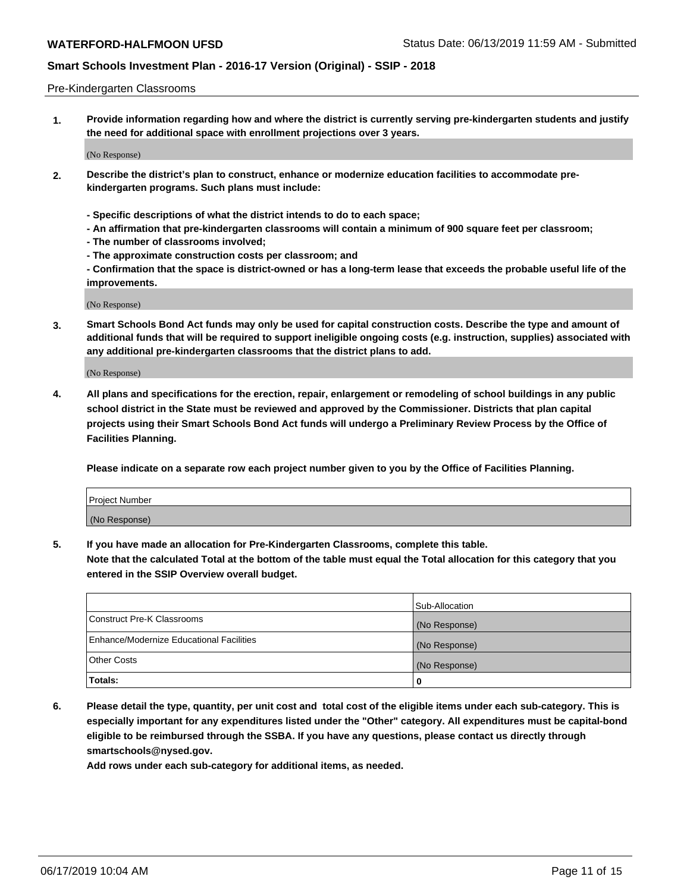Pre-Kindergarten Classrooms

**1. Provide information regarding how and where the district is currently serving pre-kindergarten students and justify the need for additional space with enrollment projections over 3 years.**

(No Response)

**2. Describe the district's plan to construct, enhance or modernize education facilities to accommodate pre-kindergarten programs. Such plans must include:**

**- Specific descriptions of what the district intends to do to each space;**
**- An affirmation that pre-kindergarten classrooms will contain a minimum of 900 square feet per classroom;**
**- The number of classrooms involved;**
**- The approximate construction costs per classroom; and**
**- Confirmation that the space is district-owned or has a long-term lease that exceeds the probable useful life of the improvements.**

(No Response)

**3. Smart Schools Bond Act funds may only be used for capital construction costs. Describe the type and amount of additional funds that will be required to support ineligible ongoing costs (e.g. instruction, supplies) associated with any additional pre-kindergarten classrooms that the district plans to add.**

(No Response)

**4. All plans and specifications for the erection, repair, enlargement or remodeling of school buildings in any public school district in the State must be reviewed and approved by the Commissioner. Districts that plan capital projects using their Smart Schools Bond Act funds will undergo a Preliminary Review Process by the Office of Facilities Planning.**

**Please indicate on a separate row each project number given to you by the Office of Facilities Planning.**

| Project Number |
| --- |
| (No Response) |

**5. If you have made an allocation for Pre-Kindergarten Classrooms, complete this table.**
**Note that the calculated Total at the bottom of the table must equal the Total allocation for this category that you entered in the SSIP Overview overall budget.**

| | Sub-Allocation |
| --- | --- |
| Construct Pre-K Classrooms | (No Response) |
| Enhance/Modernize Educational Facilities | (No Response) |
| Other Costs | (No Response) |
| **Totals:** | **0** |

**6. Please detail the type, quantity, per unit cost and total cost of the eligible items under each sub-category. This is especially important for any expenditures listed under the "Other" category. All expenditures must be capital-bond eligible to be reimbursed through the SSBA. If you have any questions, please contact us directly through smartschools@nysed.gov.**
**Add rows under each sub-category for additional items, as needed.**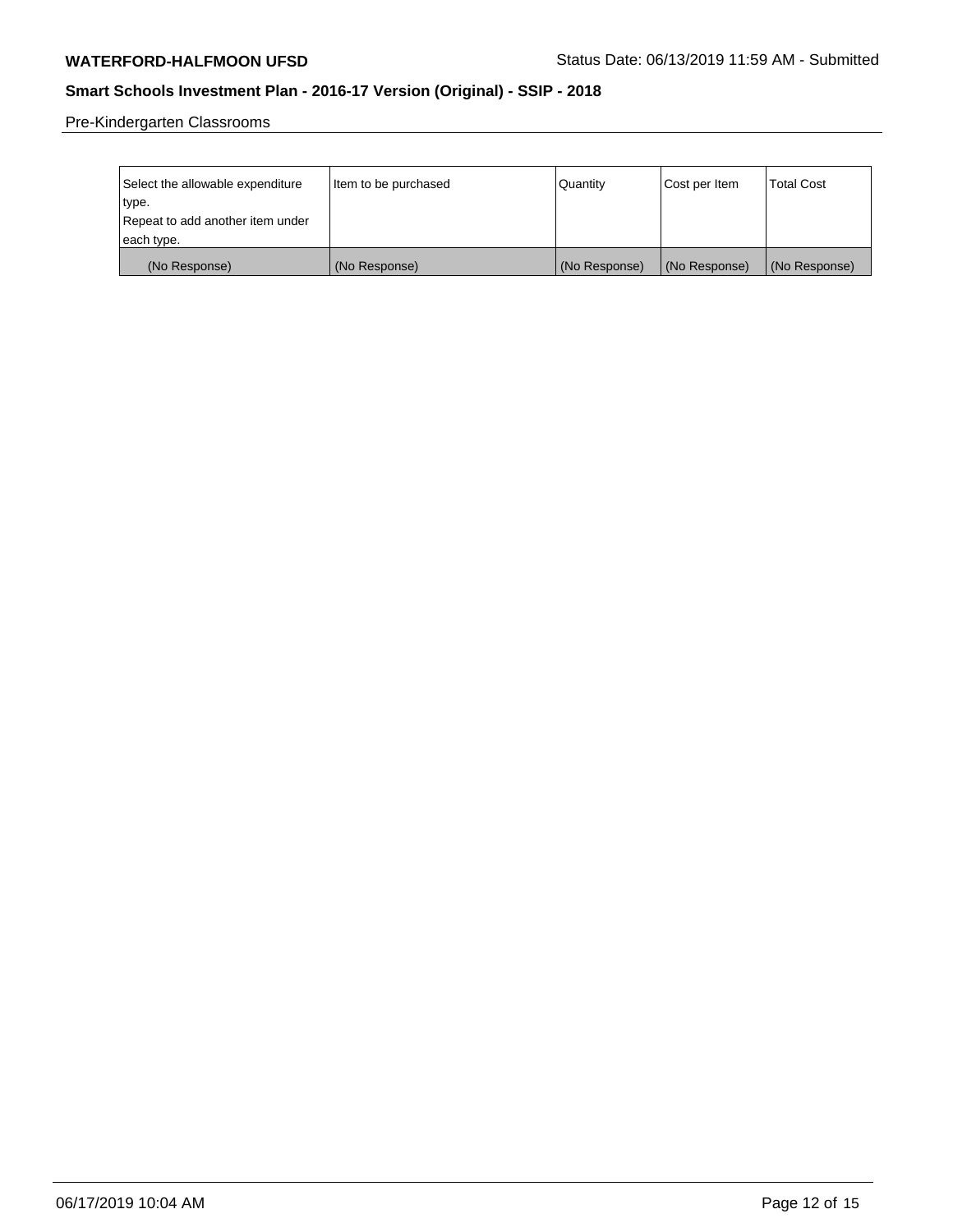Pre-Kindergarten Classrooms

| Select the allowable expenditure type.<br>Repeat to add another item under each type. | Item to be purchased | Quantity | Cost per Item | Total Cost |
|---|---|---|---|---|
| (No Response) | (No Response) | (No Response) | (No Response) | (No Response) |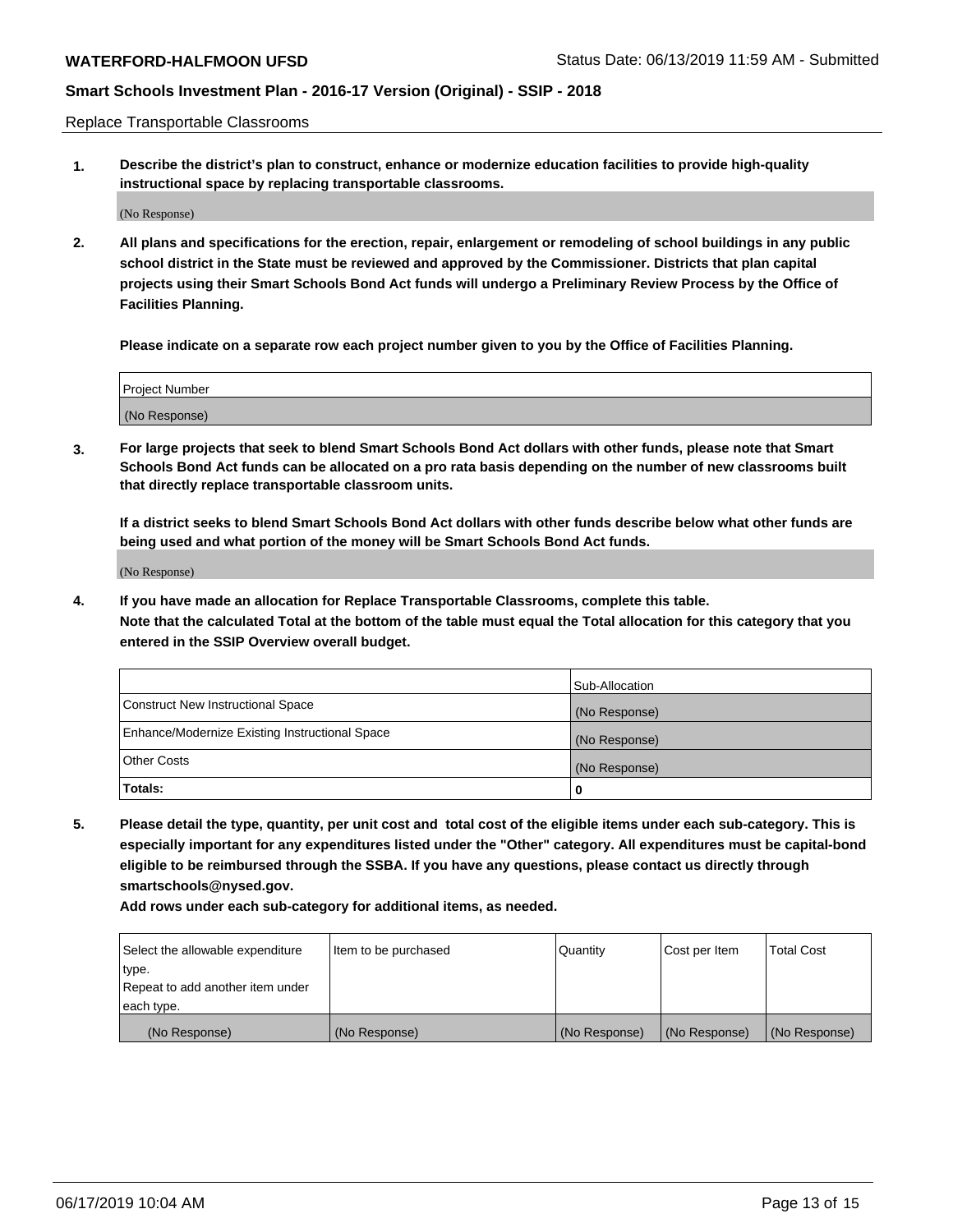Replace Transportable Classrooms

1. **Describe the district's plan to construct, enhance or modernize education facilities to provide high-quality instructional space by replacing transportable classrooms.**

(No Response)

2. **All plans and specifications for the erection, repair, enlargement or remodeling of school buildings in any public school district in the State must be reviewed and approved by the Commissioner. Districts that plan capital projects using their Smart Schools Bond Act funds will undergo a Preliminary Review Process by the Office of Facilities Planning.**

   **Please indicate on a separate row each project number given to you by the Office of Facilities Planning.**

| Project Number |
|---|
| (No Response) |

3. **For large projects that seek to blend Smart Schools Bond Act dollars with other funds, please note that Smart Schools Bond Act funds can be allocated on a pro rata basis depending on the number of new classrooms built that directly replace transportable classroom units.**

   **If a district seeks to blend Smart Schools Bond Act dollars with other funds describe below what other funds are being used and what portion of the money will be Smart Schools Bond Act funds.**

(No Response)

4. **If you have made an allocation for Replace Transportable Classrooms, complete this table. Note that the calculated Total at the bottom of the table must equal the Total allocation for this category that you entered in the SSIP Overview overall budget.**

| | Sub-Allocation |
|---|---|
| Construct New Instructional Space | (No Response) |
| Enhance/Modernize Existing Instructional Space | (No Response) |
| Other Costs | (No Response) |
| **Totals:** | **0** |

5. **Please detail the type, quantity, per unit cost and total cost of the eligible items under each sub-category. This is especially important for any expenditures listed under the "Other" category. All expenditures must be capital-bond eligible to be reimbursed through the SSBA. If you have any questions, please contact us directly through smartschools@nysed.gov.**

   **Add rows under each sub-category for additional items, as needed.**

| Select the allowable expenditure type. Repeat to add another item under each type. | Item to be purchased | Quantity | Cost per Item | Total Cost |
|---|---|---|---|---|
| (No Response) | (No Response) | (No Response) | (No Response) | (No Response) |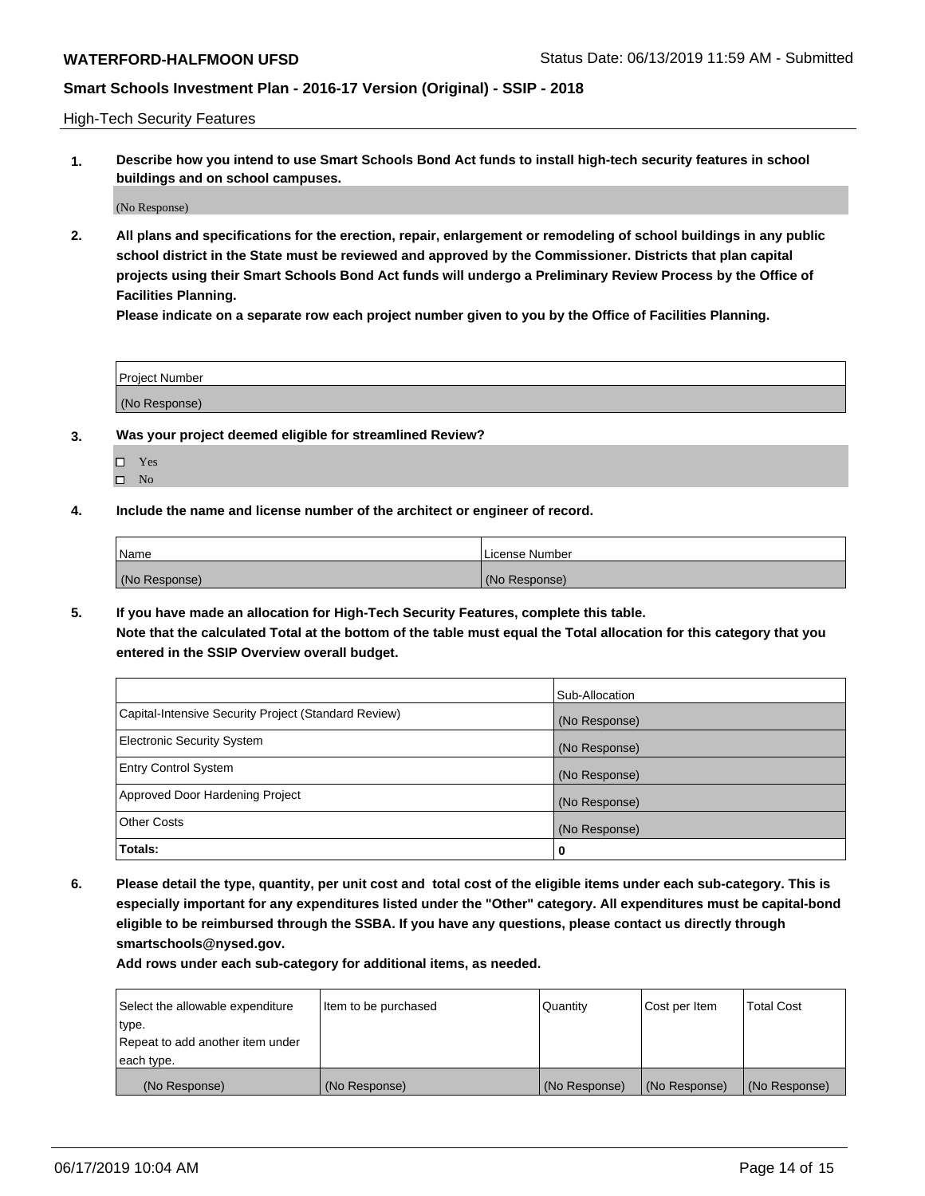High-Tech Security Features

**1. Describe how you intend to use Smart Schools Bond Act funds to install high-tech security features in school buildings and on school campuses.**

(No Response)

**2. All plans and specifications for the erection, repair, enlargement or remodeling of school buildings in any public school district in the State must be reviewed and approved by the Commissioner. Districts that plan capital projects using their Smart Schools Bond Act funds will undergo a Preliminary Review Process by the Office of Facilities Planning.**

**Please indicate on a separate row each project number given to you by the Office of Facilities Planning.**

| Project Number |
|---|
| (No Response) |

**3. Was your project deemed eligible for streamlined Review?**

- ☐ Yes
- ☐ No

**4. Include the name and license number of the architect or engineer of record.**

| Name | License Number |
|---|---|
| (No Response) | (No Response) |

**5. If you have made an allocation for High-Tech Security Features, complete this table.**
**Note that the calculated Total at the bottom of the table must equal the Total allocation for this category that you entered in the SSIP Overview overall budget.**

| | Sub-Allocation |
|---|---|
| Capital-Intensive Security Project (Standard Review) | (No Response) |
| Electronic Security System | (No Response) |
| Entry Control System | (No Response) |
| Approved Door Hardening Project | (No Response) |
| Other Costs | (No Response) |
| **Totals:** | **0** |

**6. Please detail the type, quantity, per unit cost and total cost of the eligible items under each sub-category. This is especially important for any expenditures listed under the "Other" category. All expenditures must be capital-bond eligible to be reimbursed through the SSBA. If you have any questions, please contact us directly through smartschools@nysed.gov.**

**Add rows under each sub-category for additional items, as needed.**

| Select the allowable expenditure type. Repeat to add another item under each type. | Item to be purchased | Quantity | Cost per Item | Total Cost |
|---|---|---|---|---|
| (No Response) | (No Response) | (No Response) | (No Response) | (No Response) |